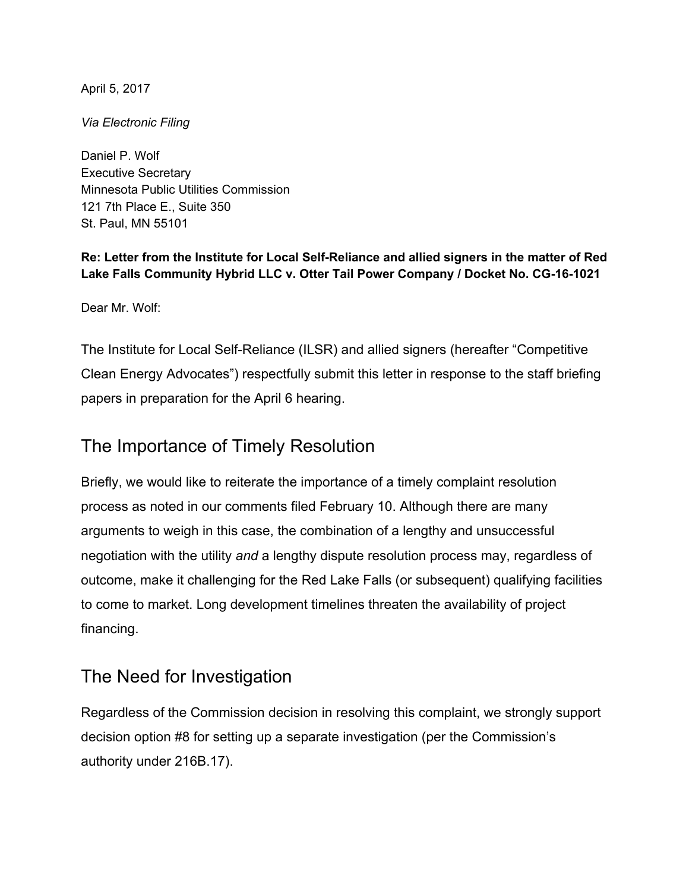April 5, 2017

*Via Electronic Filing*

Daniel P. Wolf
Executive Secretary
Minnesota Public Utilities Commission
121 7th Place E., Suite 350
St. Paul, MN 55101

**Re: Letter from the Institute for Local Self-Reliance and allied signers in the matter of Red Lake Falls Community Hybrid LLC v. Otter Tail Power Company / Docket No. CG-16-1021**

Dear Mr. Wolf:

The Institute for Local Self-Reliance (ILSR) and allied signers (hereafter "Competitive Clean Energy Advocates") respectfully submit this letter in response to the staff briefing papers in preparation for the April 6 hearing.

## The Importance of Timely Resolution

Briefly, we would like to reiterate the importance of a timely complaint resolution process as noted in our comments filed February 10. Although there are many arguments to weigh in this case, the combination of a lengthy and unsuccessful negotiation with the utility *and* a lengthy dispute resolution process may, regardless of outcome, make it challenging for the Red Lake Falls (or subsequent) qualifying facilities to come to market. Long development timelines threaten the availability of project financing.

## The Need for Investigation

Regardless of the Commission decision in resolving this complaint, we strongly support decision option #8 for setting up a separate investigation (per the Commission's authority under 216B.17).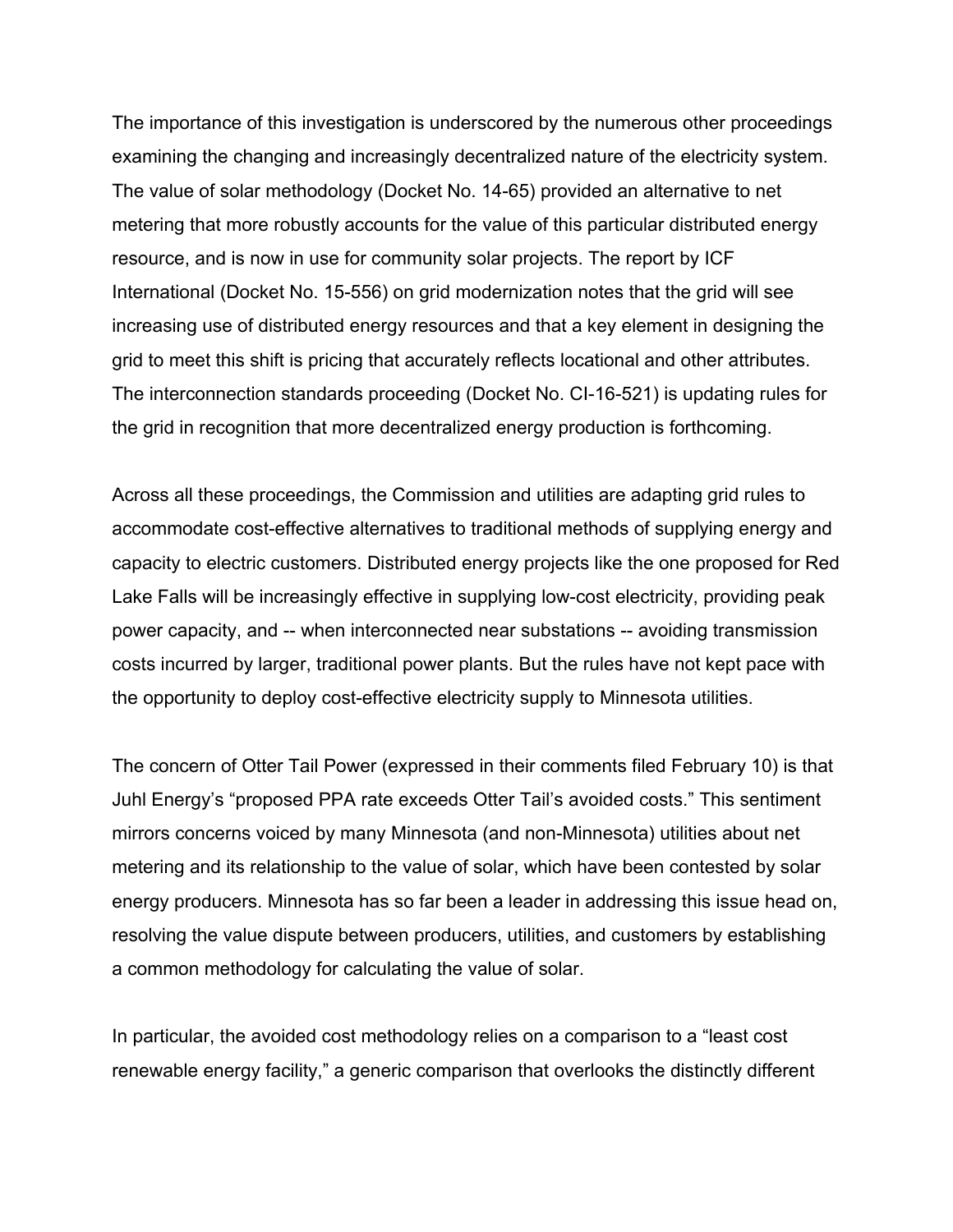The importance of this investigation is underscored by the numerous other proceedings examining the changing and increasingly decentralized nature of the electricity system. The value of solar methodology (Docket No. 14-65) provided an alternative to net metering that more robustly accounts for the value of this particular distributed energy resource, and is now in use for community solar projects. The report by ICF International (Docket No. 15-556) on grid modernization notes that the grid will see increasing use of distributed energy resources and that a key element in designing the grid to meet this shift is pricing that accurately reflects locational and other attributes. The interconnection standards proceeding (Docket No. CI-16-521) is updating rules for the grid in recognition that more decentralized energy production is forthcoming.

Across all these proceedings, the Commission and utilities are adapting grid rules to accommodate cost-effective alternatives to traditional methods of supplying energy and capacity to electric customers. Distributed energy projects like the one proposed for Red Lake Falls will be increasingly effective in supplying low-cost electricity, providing peak power capacity, and -- when interconnected near substations -- avoiding transmission costs incurred by larger, traditional power plants. But the rules have not kept pace with the opportunity to deploy cost-effective electricity supply to Minnesota utilities.

The concern of Otter Tail Power (expressed in their comments filed February 10) is that Juhl Energy's "proposed PPA rate exceeds Otter Tail's avoided costs." This sentiment mirrors concerns voiced by many Minnesota (and non-Minnesota) utilities about net metering and its relationship to the value of solar, which have been contested by solar energy producers. Minnesota has so far been a leader in addressing this issue head on, resolving the value dispute between producers, utilities, and customers by establishing a common methodology for calculating the value of solar.

In particular, the avoided cost methodology relies on a comparison to a "least cost renewable energy facility," a generic comparison that overlooks the distinctly different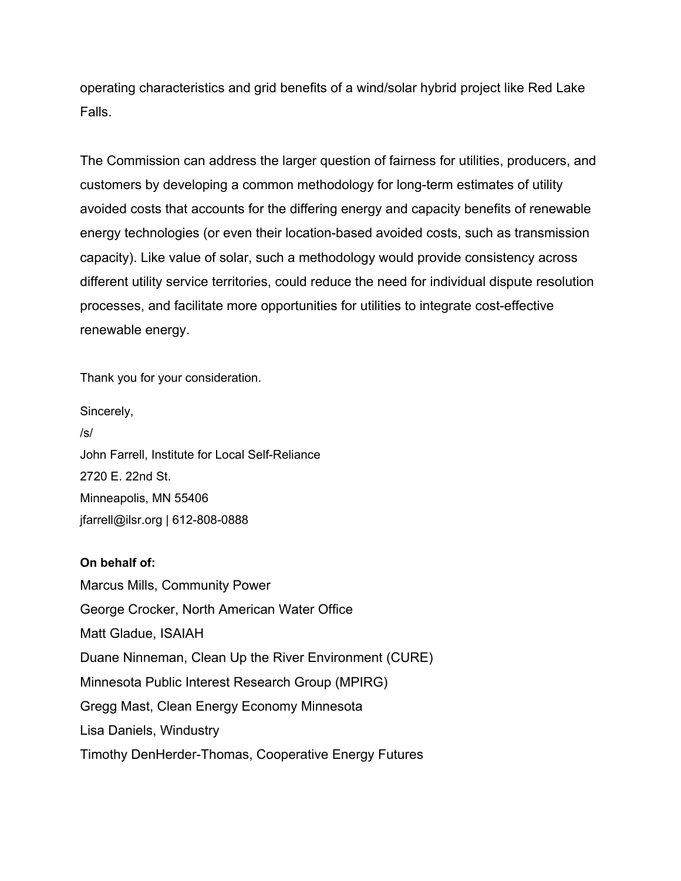operating characteristics and grid benefits of a wind/solar hybrid project like Red Lake Falls.

The Commission can address the larger question of fairness for utilities, producers, and customers by developing a common methodology for long-term estimates of utility avoided costs that accounts for the differing energy and capacity benefits of renewable energy technologies (or even their location-based avoided costs, such as transmission capacity). Like value of solar, such a methodology would provide consistency across different utility service territories, could reduce the need for individual dispute resolution processes, and facilitate more opportunities for utilities to integrate cost-effective renewable energy.

Thank you for your consideration.

Sincerely,
/s/
John Farrell, Institute for Local Self-Reliance
2720 E. 22nd St.
Minneapolis, MN 55406
jfarrell@ilsr.org | 612-808-0888

**On behalf of:**
Marcus Mills, Community Power
George Crocker, North American Water Office
Matt Gladue, ISAIAH
Duane Ninneman, Clean Up the River Environment (CURE)
Minnesota Public Interest Research Group (MPIRG)
Gregg Mast, Clean Energy Economy Minnesota
Lisa Daniels, Windustry
Timothy DenHerder-Thomas, Cooperative Energy Futures